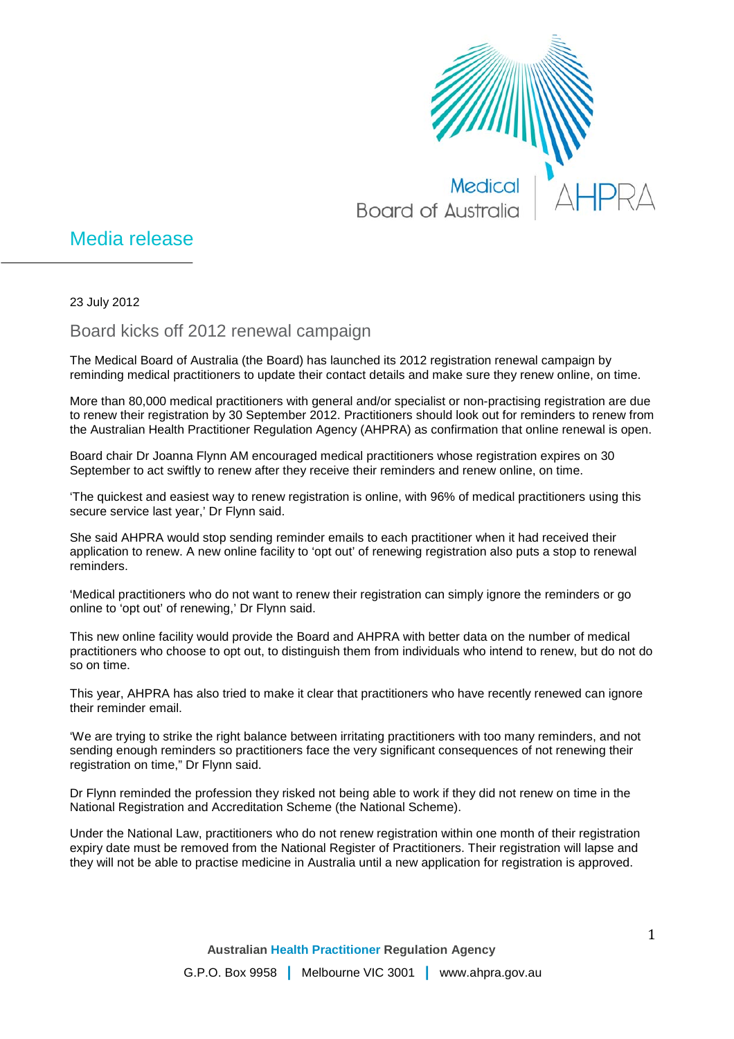Medical Board of Australia | AHPRA

# Media release

23 July 2012

## Board kicks off 2012 renewal campaign

The Medical Board of Australia (the Board) has launched its 2012 registration renewal campaign by reminding medical practitioners to update their contact details and make sure they renew online, on time.

More than 80,000 medical practitioners with general and/or specialist or non-practising registration are due to renew their registration by 30 September 2012. Practitioners should look out for reminders to renew from the Australian Health Practitioner Regulation Agency (AHPRA) as confirmation that online renewal is open.

Board chair Dr Joanna Flynn AM encouraged medical practitioners whose registration expires on 30 September to act swiftly to renew after they receive their reminders and renew online, on time.

'The quickest and easiest way to renew registration is online, with 96% of medical practitioners using this secure service last year,' Dr Flynn said.

She said AHPRA would stop sending reminder emails to each practitioner when it had received their application to renew. A new online facility to 'opt out' of renewing registration also puts a stop to renewal reminders.

'Medical practitioners who do not want to renew their registration can simply ignore the reminders or go online to 'opt out' of renewing,' Dr Flynn said.

This new online facility would provide the Board and AHPRA with better data on the number of medical practitioners who choose to opt out, to distinguish them from individuals who intend to renew, but do not do so on time.

This year, AHPRA has also tried to make it clear that practitioners who have recently renewed can ignore their reminder email.

'We are trying to strike the right balance between irritating practitioners with too many reminders, and not sending enough reminders so practitioners face the very significant consequences of not renewing their registration on time," Dr Flynn said.

Dr Flynn reminded the profession they risked not being able to work if they did not renew on time in the National Registration and Accreditation Scheme (the National Scheme).

Under the National Law, practitioners who do not renew registration within one month of their registration expiry date must be removed from the National Register of Practitioners. Their registration will lapse and they will not be able to practise medicine in Australia until a new application for registration is approved.

**Australian Health Practitioner Regulation Agency**

G.P.O. Box 9958 | Melbourne VIC 3001 | www.ahpra.gov.au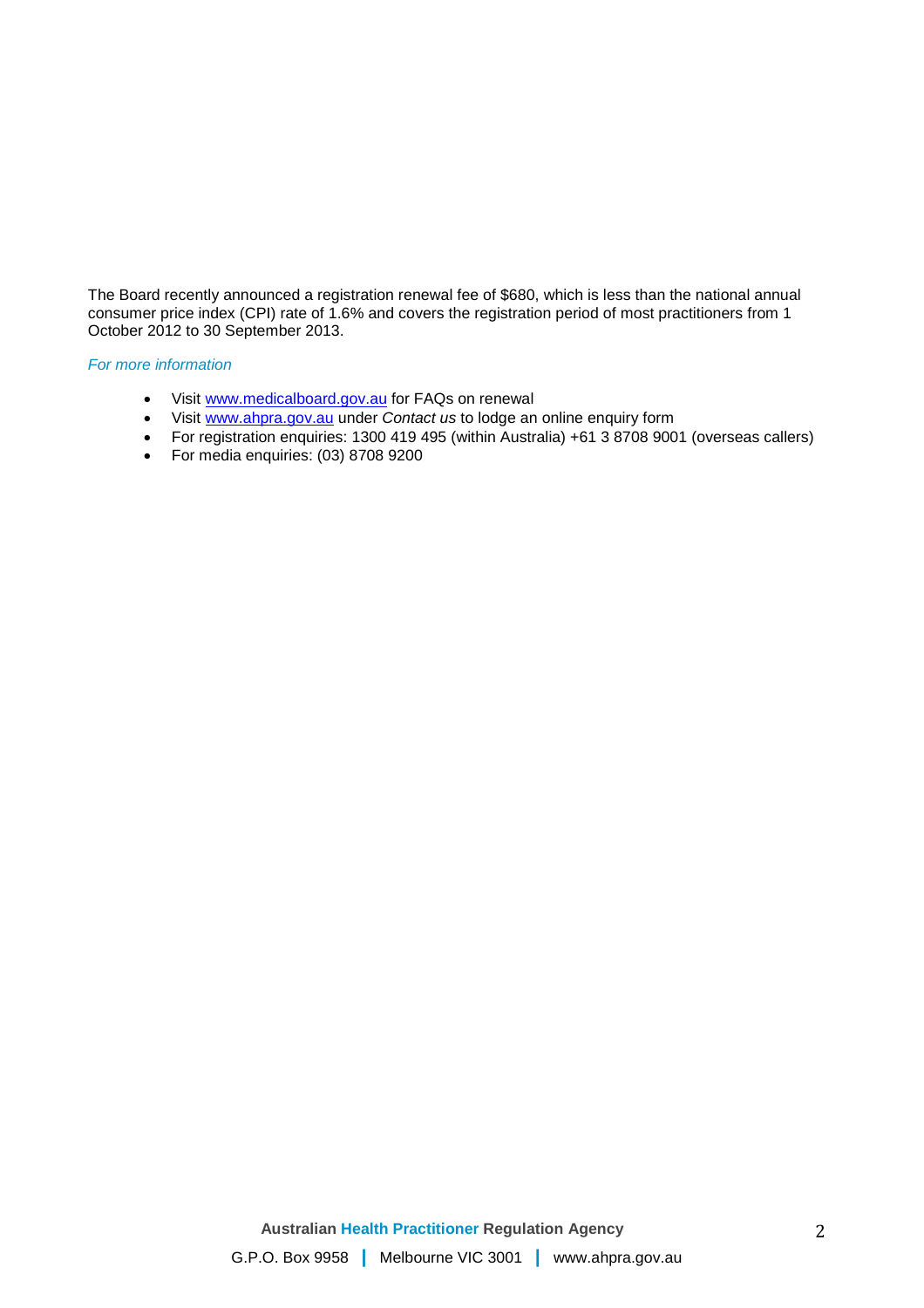The Board recently announced a registration renewal fee of $680, which is less than the national annual consumer price index (CPI) rate of 1.6% and covers the registration period of most practitioners from 1 October 2012 to 30 September 2013.

*For more information*

- Visit www.medicalboard.gov.au for FAQs on renewal
- Visit www.ahpra.gov.au under *Contact us* to lodge an online enquiry form
- For registration enquiries: 1300 419 495 (within Australia) +61 3 8708 9001 (overseas callers)
- For media enquiries: (03) 8708 9200